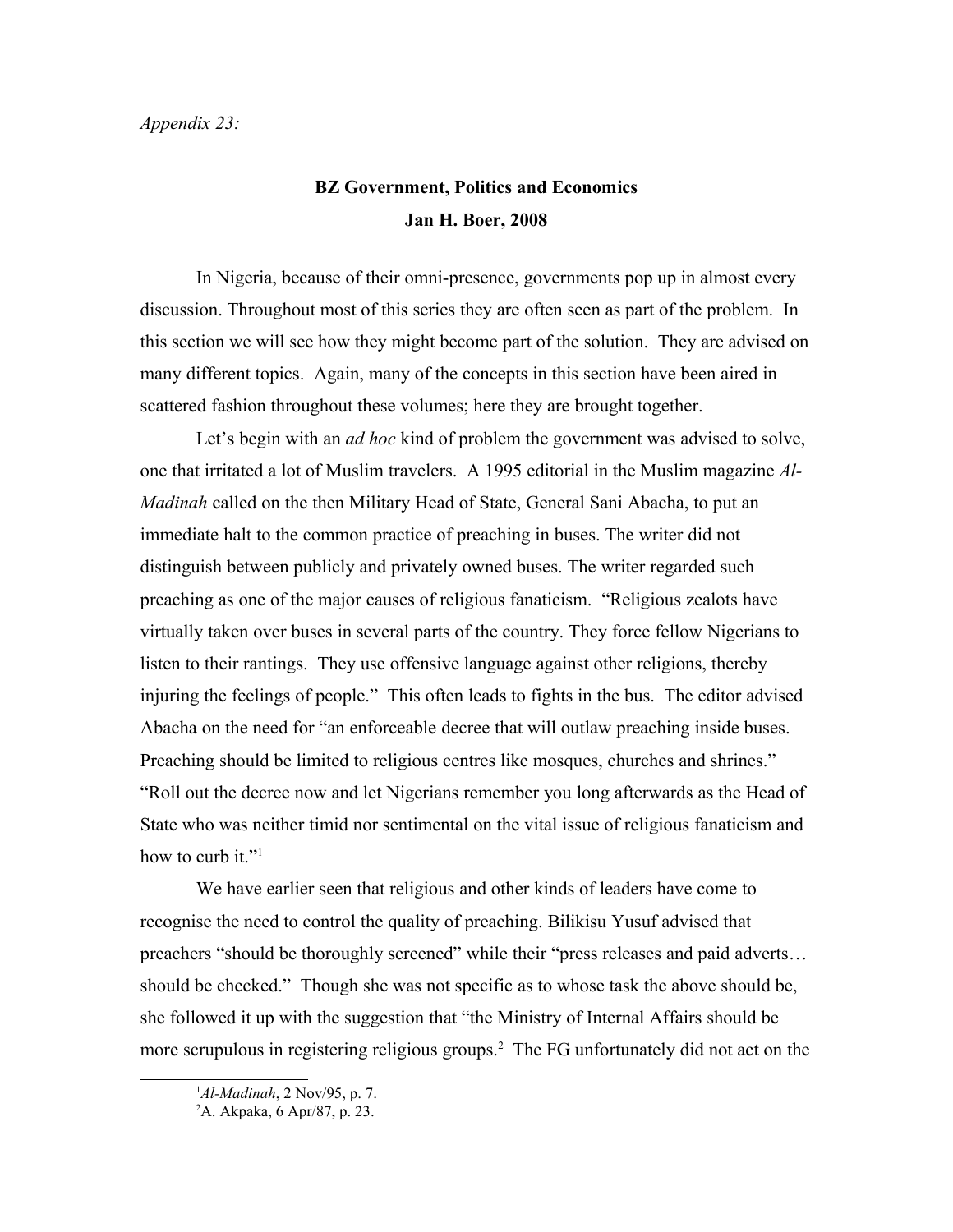*Appendix 23:*

**BZ Government, Politics and Economics**

**Jan H. Boer, 2008**

In Nigeria, because of their omni-presence, governments pop up in almost every discussion. Throughout most of this series they are often seen as part of the problem. In this section we will see how they might become part of the solution. They are advised on many different topics. Again, many of the concepts in this section have been aired in scattered fashion throughout these volumes; here they are brought together.

Let's begin with an *ad hoc* kind of problem the government was advised to solve, one that irritated a lot of Muslim travelers. A 1995 editorial in the Muslim magazine *Al-Madinah* called on the then Military Head of State, General Sani Abacha, to put an immediate halt to the common practice of preaching in buses. The writer did not distinguish between publicly and privately owned buses. The writer regarded such preaching as one of the major causes of religious fanaticism. "Religious zealots have virtually taken over buses in several parts of the country. They force fellow Nigerians to listen to their rantings. They use offensive language against other religions, thereby injuring the feelings of people." This often leads to fights in the bus. The editor advised Abacha on the need for "an enforceable decree that will outlaw preaching inside buses. Preaching should be limited to religious centres like mosques, churches and shrines." "Roll out the decree now and let Nigerians remember you long afterwards as the Head of State who was neither timid nor sentimental on the vital issue of religious fanaticism and how to curb it."[1]

We have earlier seen that religious and other kinds of leaders have come to recognise the need to control the quality of preaching. Bilikisu Yusuf advised that preachers "should be thoroughly screened" while their "press releases and paid adverts… should be checked." Though she was not specific as to whose task the above should be, she followed it up with the suggestion that "the Ministry of Internal Affairs should be more scrupulous in registering religious groups.[2] The FG unfortunately did not act on the

[1] *Al-Madinah*, 2 Nov/95, p. 7.

[2] A. Akpaka, 6 Apr/87, p. 23.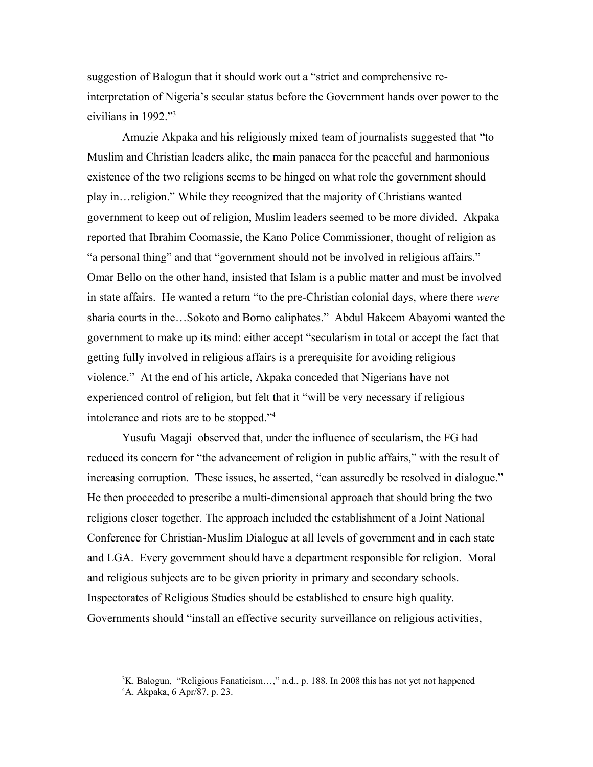suggestion of Balogun that it should work out a "strict and comprehensive re-interpretation of Nigeria's secular status before the Government hands over power to the civilians in 1992."[3]

Amuzie Akpaka and his religiously mixed team of journalists suggested that "to Muslim and Christian leaders alike, the main panacea for the peaceful and harmonious existence of the two religions seems to be hinged on what role the government should play in…religion." While they recognized that the majority of Christians wanted government to keep out of religion, Muslim leaders seemed to be more divided. Akpaka reported that Ibrahim Coomassie, the Kano Police Commissioner, thought of religion as "a personal thing" and that "government should not be involved in religious affairs." Omar Bello on the other hand, insisted that Islam is a public matter and must be involved in state affairs. He wanted a return "to the pre-Christian colonial days, where there *were* sharia courts in the…Sokoto and Borno caliphates." Abdul Hakeem Abayomi wanted the government to make up its mind: either accept "secularism in total or accept the fact that getting fully involved in religious affairs is a prerequisite for avoiding religious violence." At the end of his article, Akpaka conceded that Nigerians have not experienced control of religion, but felt that it "will be very necessary if religious intolerance and riots are to be stopped."[4]

Yusufu Magaji observed that, under the influence of secularism, the FG had reduced its concern for "the advancement of religion in public affairs," with the result of increasing corruption. These issues, he asserted, "can assuredly be resolved in dialogue." He then proceeded to prescribe a multi-dimensional approach that should bring the two religions closer together. The approach included the establishment of a Joint National Conference for Christian-Muslim Dialogue at all levels of government and in each state and LGA. Every government should have a department responsible for religion. Moral and religious subjects are to be given priority in primary and secondary schools. Inspectorates of Religious Studies should be established to ensure high quality. Governments should "install an effective security surveillance on religious activities,

---

[3] K. Balogun, "Religious Fanaticism…," n.d., p. 188. In 2008 this has not yet not happened

[4] A. Akpaka, 6 Apr/87, p. 23.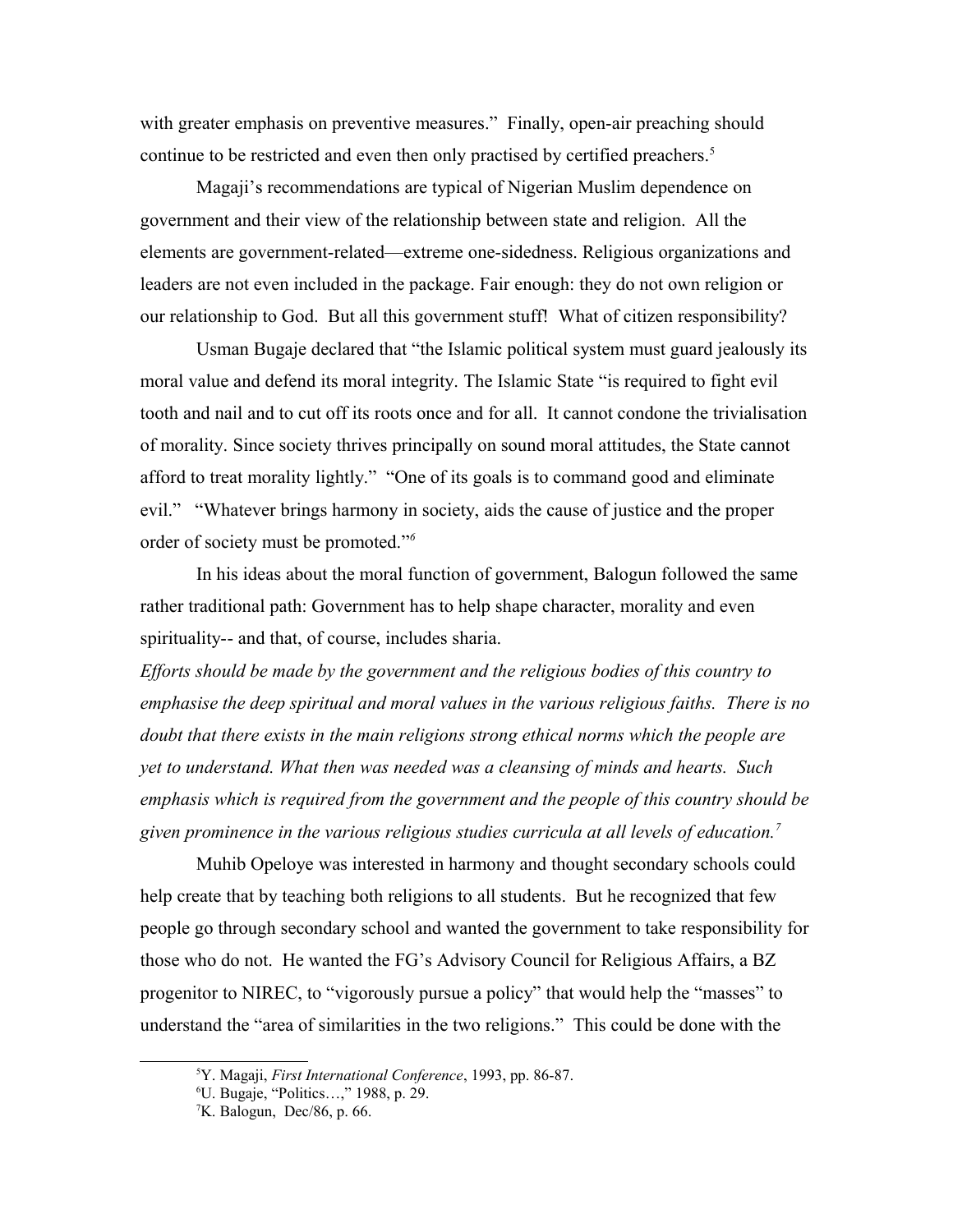with greater emphasis on preventive measures." Finally, open-air preaching should continue to be restricted and even then only practised by certified preachers.[5]

Magaji's recommendations are typical of Nigerian Muslim dependence on government and their view of the relationship between state and religion. All the elements are government-related—extreme one-sidedness. Religious organizations and leaders are not even included in the package. Fair enough: they do not own religion or our relationship to God. But all this government stuff! What of citizen responsibility?

Usman Bugaje declared that "the Islamic political system must guard jealously its moral value and defend its moral integrity. The Islamic State "is required to fight evil tooth and nail and to cut off its roots once and for all. It cannot condone the trivialisation of morality. Since society thrives principally on sound moral attitudes, the State cannot afford to treat morality lightly." "One of its goals is to command good and eliminate evil." "Whatever brings harmony in society, aids the cause of justice and the proper order of society must be promoted."[6]

In his ideas about the moral function of government, Balogun followed the same rather traditional path: Government has to help shape character, morality and even spirituality-- and that, of course, includes sharia.

*Efforts should be made by the government and the religious bodies of this country to emphasise the deep spiritual and moral values in the various religious faiths. There is no doubt that there exists in the main religions strong ethical norms which the people are yet to understand. What then was needed was a cleansing of minds and hearts. Such emphasis which is required from the government and the people of this country should be given prominence in the various religious studies curricula at all levels of education.*[7]

Muhib Opeloye was interested in harmony and thought secondary schools could help create that by teaching both religions to all students. But he recognized that few people go through secondary school and wanted the government to take responsibility for those who do not. He wanted the FG's Advisory Council for Religious Affairs, a BZ progenitor to NIREC, to "vigorously pursue a policy" that would help the "masses" to understand the "area of similarities in the two religions." This could be done with the

---

[5] Y. Magaji, *First International Conference*, 1993, pp. 86-87.

[6] U. Bugaje, "Politics…," 1988, p. 29.

[7] K. Balogun, Dec/86, p. 66.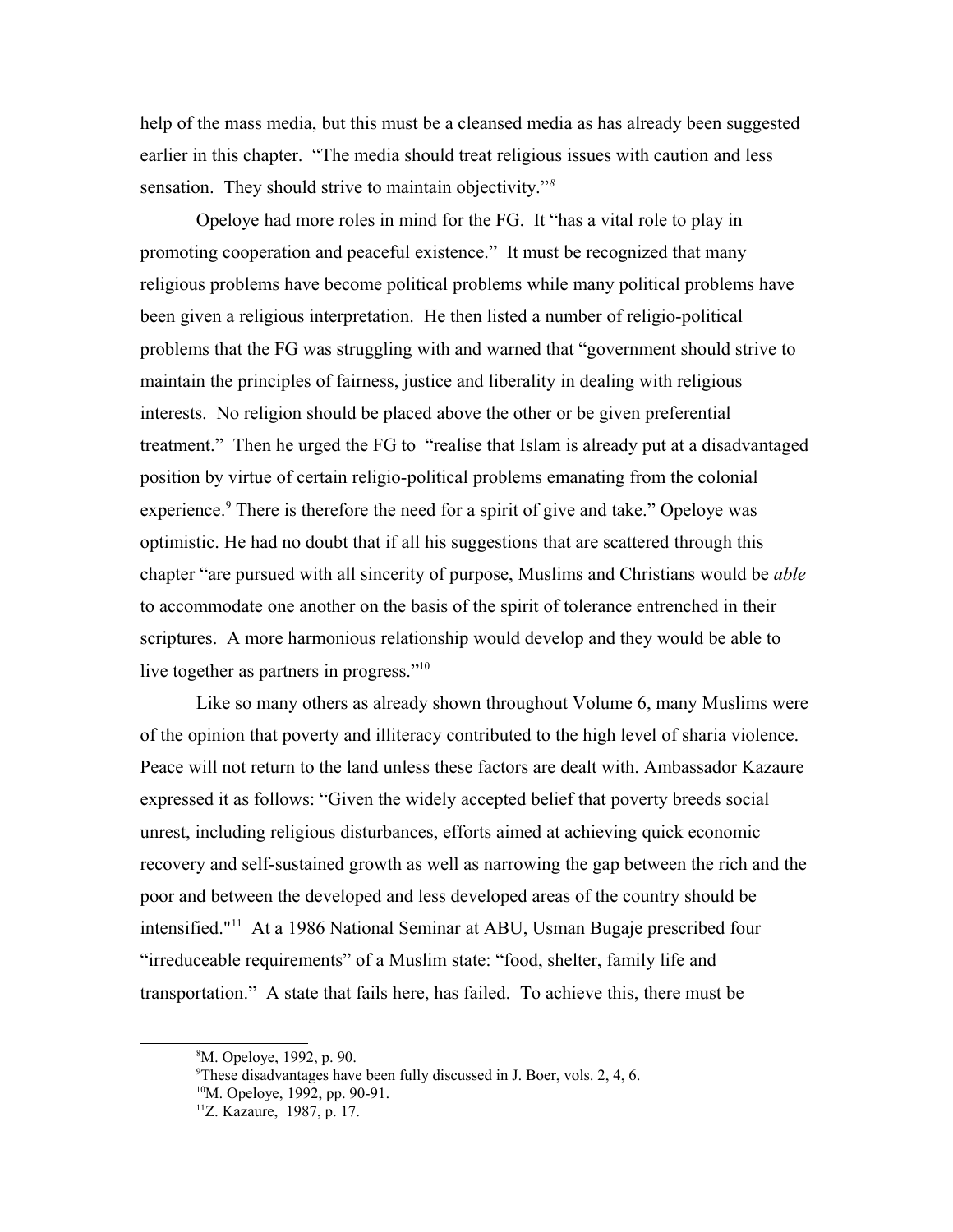help of the mass media, but this must be a cleansed media as has already been suggested earlier in this chapter. "The media should treat religious issues with caution and less sensation. They should strive to maintain objectivity."[8]

Opeloye had more roles in mind for the FG. It "has a vital role to play in promoting cooperation and peaceful existence." It must be recognized that many religious problems have become political problems while many political problems have been given a religious interpretation. He then listed a number of religio-political problems that the FG was struggling with and warned that "government should strive to maintain the principles of fairness, justice and liberality in dealing with religious interests. No religion should be placed above the other or be given preferential treatment." Then he urged the FG to "realise that Islam is already put at a disadvantaged position by virtue of certain religio-political problems emanating from the colonial experience.[9] There is therefore the need for a spirit of give and take." Opeloye was optimistic. He had no doubt that if all his suggestions that are scattered through this chapter "are pursued with all sincerity of purpose, Muslims and Christians would be *able* to accommodate one another on the basis of the spirit of tolerance entrenched in their scriptures. A more harmonious relationship would develop and they would be able to live together as partners in progress."[10]

Like so many others as already shown throughout Volume 6, many Muslims were of the opinion that poverty and illiteracy contributed to the high level of sharia violence. Peace will not return to the land unless these factors are dealt with. Ambassador Kazaure expressed it as follows: "Given the widely accepted belief that poverty breeds social unrest, including religious disturbances, efforts aimed at achieving quick economic recovery and self-sustained growth as well as narrowing the gap between the rich and the poor and between the developed and less developed areas of the country should be intensified."[11] At a 1986 National Seminar at ABU, Usman Bugaje prescribed four "irreduceable requirements" of a Muslim state: "food, shelter, family life and transportation." A state that fails here, has failed. To achieve this, there must be

---

[8]M. Opeloye, 1992, p. 90.

[9]These disadvantages have been fully discussed in J. Boer, vols. 2, 4, 6.

[10]M. Opeloye, 1992, pp. 90-91.

[11]Z. Kazaure, 1987, p. 17.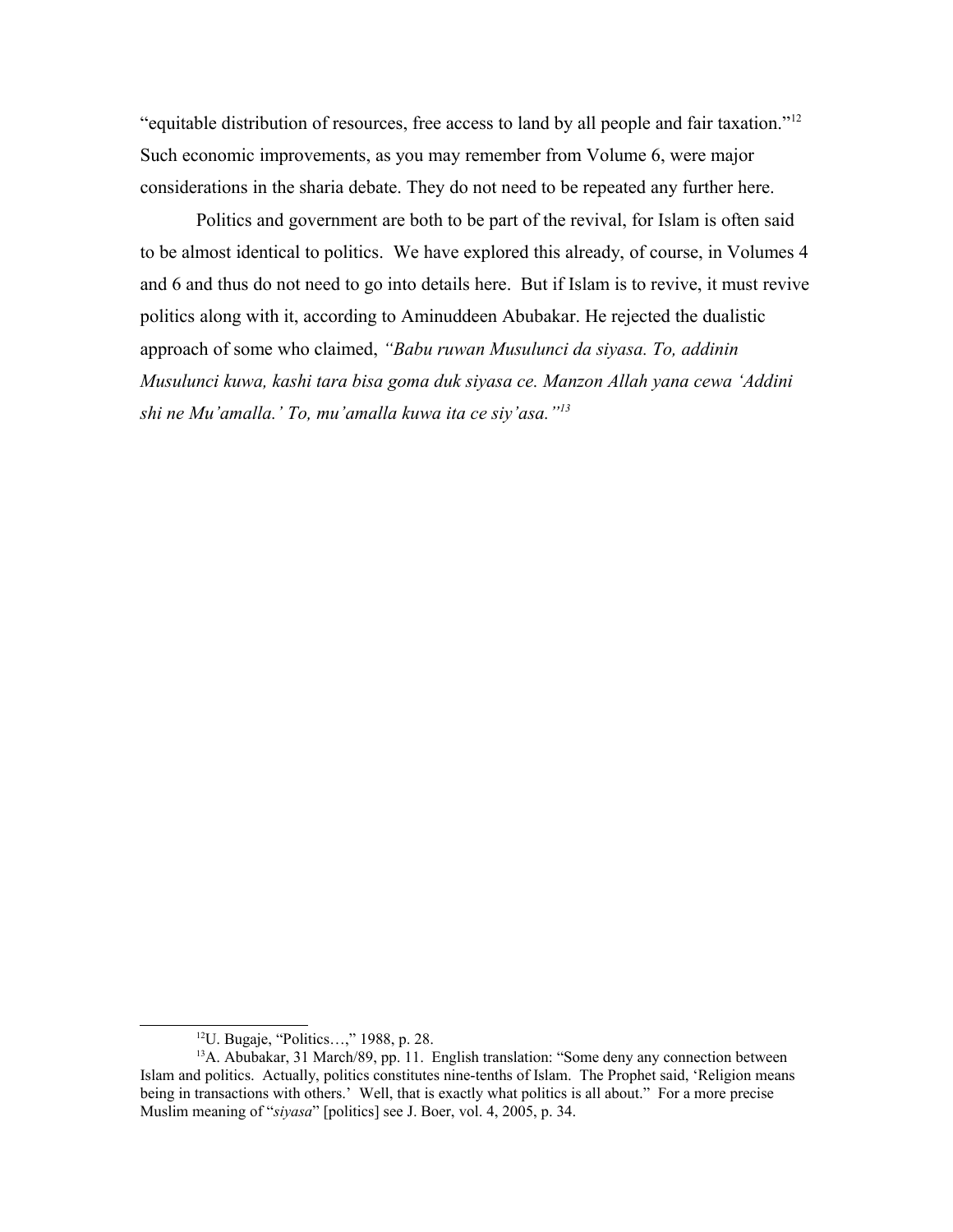"equitable distribution of resources, free access to land by all people and fair taxation."[12] Such economic improvements, as you may remember from Volume 6, were major considerations in the sharia debate. They do not need to be repeated any further here.

Politics and government are both to be part of the revival, for Islam is often said to be almost identical to politics. We have explored this already, of course, in Volumes 4 and 6 and thus do not need to go into details here. But if Islam is to revive, it must revive politics along with it, according to Aminuddeen Abubakar. He rejected the dualistic approach of some who claimed, *"Babu ruwan Musulunci da siyasa. To, addinin Musulunci kuwa, kashi tara bisa goma duk siyasa ce. Manzon Allah yana cewa 'Addini shi ne Mu'amalla.' To, mu'amalla kuwa ita ce siy'asa."*[13]

---

[12] U. Bugaje, "Politics…," 1988, p. 28.

[13] A. Abubakar, 31 March/89, pp. 11. English translation: "Some deny any connection between Islam and politics. Actually, politics constitutes nine-tenths of Islam. The Prophet said, 'Religion means being in transactions with others.' Well, that is exactly what politics is all about." For a more precise Muslim meaning of "*siyasa*" [politics] see J. Boer, vol. 4, 2005, p. 34.